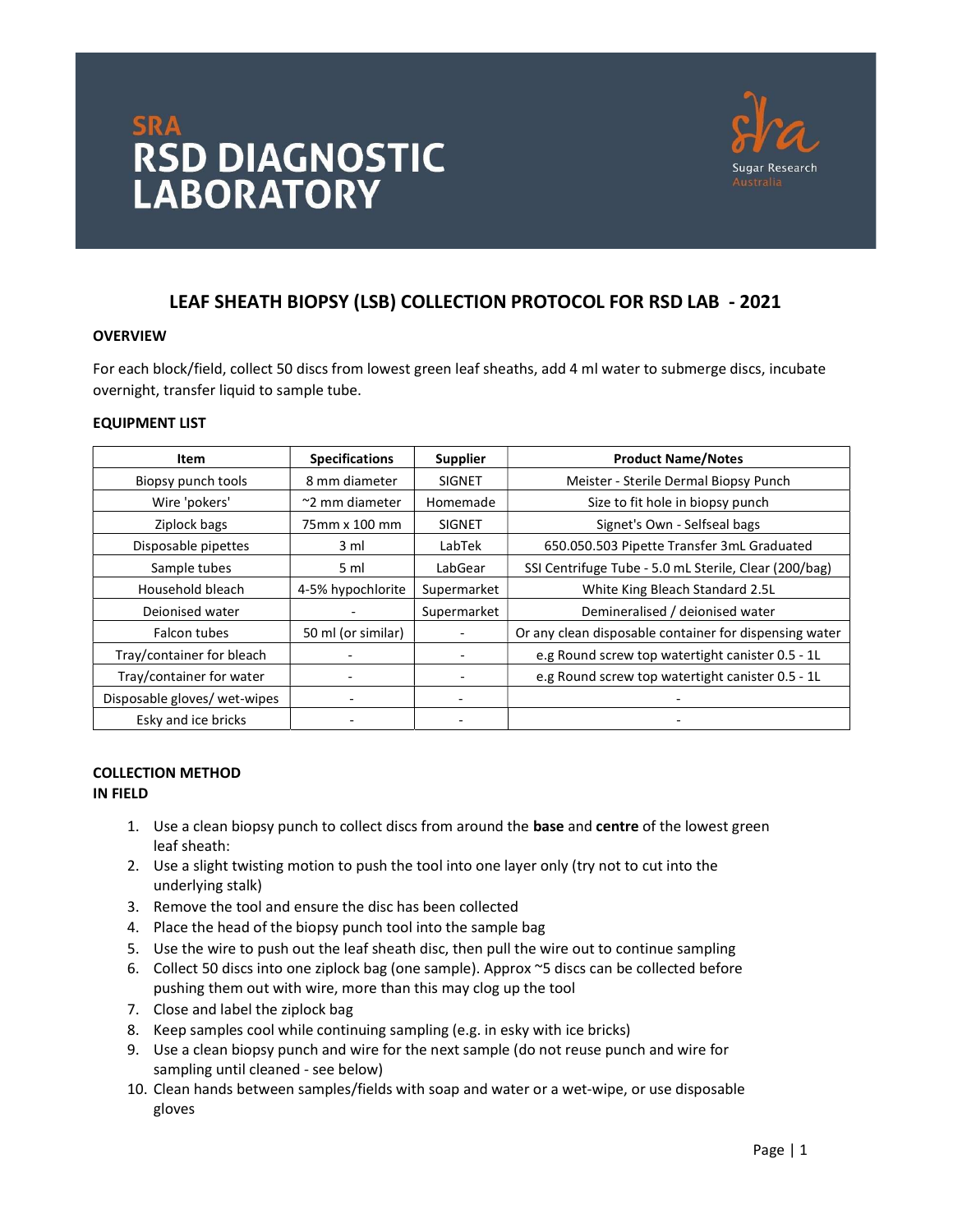# SRA RSD DIAGNOSTIC LABORATORY

Sugar Research Australia

## LEAF SHEATH BIOPSY (LSB) COLLECTION PROTOCOL FOR RSD LAB - 2021

### OVERVIEW

For each block/field, collect 50 discs from lowest green leaf sheaths, add 4 ml water to submerge discs, incubate overnight, transfer liquid to sample tube.

### EQUIPMENT LIST

| Item | Specifications | Supplier | Product Name/Notes |
|---|---|---|---|
| Biopsy punch tools | 8 mm diameter | SIGNET | Meister - Sterile Dermal Biopsy Punch |
| Wire 'pokers' | ~2 mm diameter | Homemade | Size to fit hole in biopsy punch |
| Ziplock bags | 75mm x 100 mm | SIGNET | Signet's Own - Selfseal bags |
| Disposable pipettes | 3 ml | LabTek | 650.050.503 Pipette Transfer 3mL Graduated |
| Sample tubes | 5 ml | LabGear | SSI Centrifuge Tube - 5.0 mL Sterile, Clear (200/bag) |
| Household bleach | 4-5% hypochlorite | Supermarket | White King Bleach Standard 2.5L |
| Deionised water | - | Supermarket | Demineralised / deionised water |
| Falcon tubes | 50 ml (or similar) | - | Or any clean disposable container for dispensing water |
| Tray/container for bleach | - | - | e.g Round screw top watertight canister 0.5 - 1L |
| Tray/container for water | - | - | e.g Round screw top watertight canister 0.5 - 1L |
| Disposable gloves/ wet-wipes | - | - | - |
| Esky and ice bricks | - | - | - |

### COLLECTION METHOD

**IN FIELD**

1. Use a clean biopsy punch to collect discs from around the **base** and **centre** of the lowest green leaf sheath:
2. Use a slight twisting motion to push the tool into one layer only (try not to cut into the underlying stalk)
3. Remove the tool and ensure the disc has been collected
4. Place the head of the biopsy punch tool into the sample bag
5. Use the wire to push out the leaf sheath disc, then pull the wire out to continue sampling
6. Collect 50 discs into one ziplock bag (one sample). Approx ~5 discs can be collected before pushing them out with wire, more than this may clog up the tool
7. Close and label the ziplock bag
8. Keep samples cool while continuing sampling (e.g. in esky with ice bricks)
9. Use a clean biopsy punch and wire for the next sample (do not reuse punch and wire for sampling until cleaned - see below)
10. Clean hands between samples/fields with soap and water or a wet-wipe, or use disposable gloves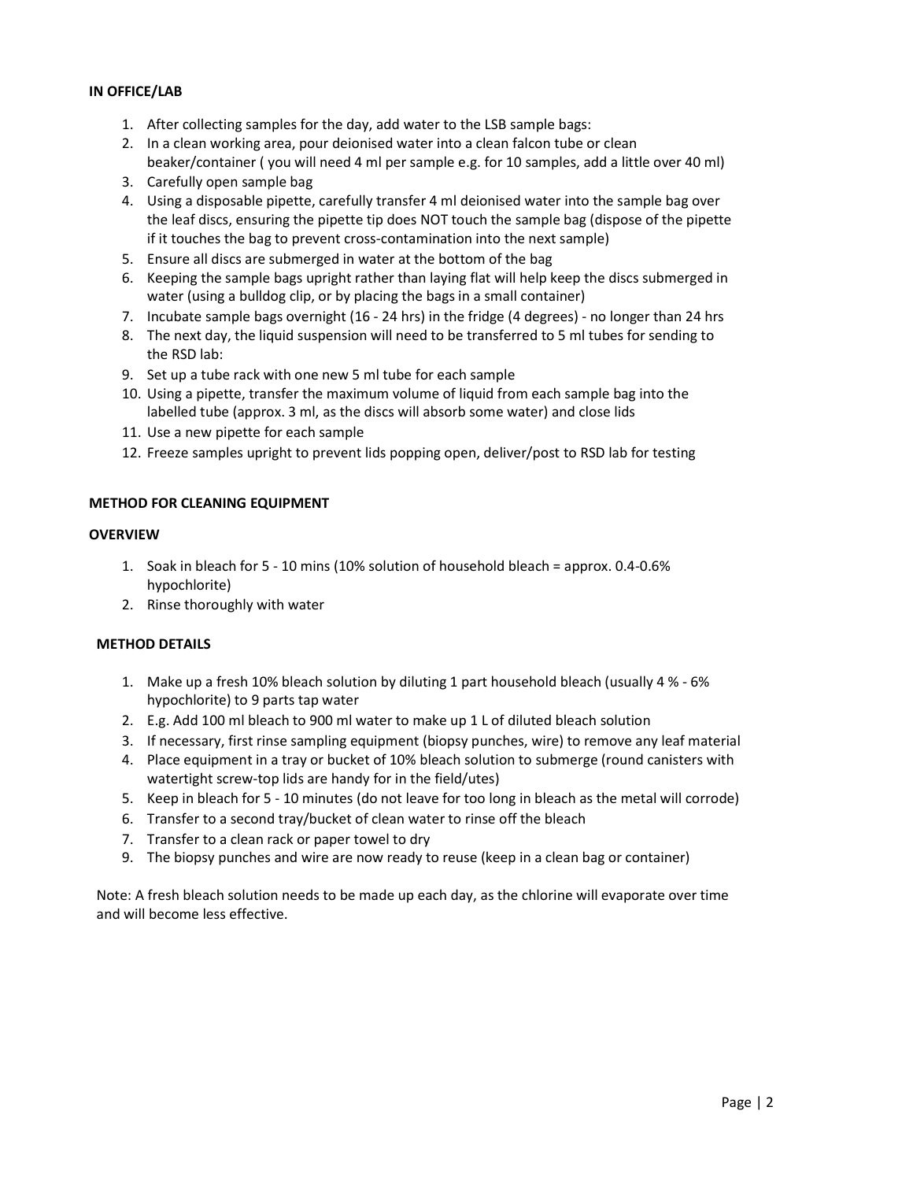**IN OFFICE/LAB**

1. After collecting samples for the day, add water to the LSB sample bags:
2. In a clean working area, pour deionised water into a clean falcon tube or clean beaker/container ( you will need 4 ml per sample e.g. for 10 samples, add a little over 40 ml)
3. Carefully open sample bag
4. Using a disposable pipette, carefully transfer 4 ml deionised water into the sample bag over the leaf discs, ensuring the pipette tip does NOT touch the sample bag (dispose of the pipette if it touches the bag to prevent cross-contamination into the next sample)
5. Ensure all discs are submerged in water at the bottom of the bag
6. Keeping the sample bags upright rather than laying flat will help keep the discs submerged in water (using a bulldog clip, or by placing the bags in a small container)
7. Incubate sample bags overnight (16 - 24 hrs) in the fridge (4 degrees) - no longer than 24 hrs
8. The next day, the liquid suspension will need to be transferred to 5 ml tubes for sending to the RSD lab:
9. Set up a tube rack with one new 5 ml tube for each sample
10. Using a pipette, transfer the maximum volume of liquid from each sample bag into the labelled tube (approx. 3 ml, as the discs will absorb some water) and close lids
11. Use a new pipette for each sample
12. Freeze samples upright to prevent lids popping open, deliver/post to RSD lab for testing

**METHOD FOR CLEANING EQUIPMENT**

**OVERVIEW**

1. Soak in bleach for 5 - 10 mins (10% solution of household bleach = approx. 0.4-0.6% hypochlorite)
2. Rinse thoroughly with water

**METHOD DETAILS**

1. Make up a fresh 10% bleach solution by diluting 1 part household bleach (usually 4 % - 6% hypochlorite) to 9 parts tap water
2. E.g. Add 100 ml bleach to 900 ml water to make up 1 L of diluted bleach solution
3. If necessary, first rinse sampling equipment (biopsy punches, wire) to remove any leaf material
4. Place equipment in a tray or bucket of 10% bleach solution to submerge (round canisters with watertight screw-top lids are handy for in the field/utes)
5. Keep in bleach for 5 - 10 minutes (do not leave for too long in bleach as the metal will corrode)
6. Transfer to a second tray/bucket of clean water to rinse off the bleach
7. Transfer to a clean rack or paper towel to dry
9. The biopsy punches and wire are now ready to reuse (keep in a clean bag or container)

Note: A fresh bleach solution needs to be made up each day, as the chlorine will evaporate over time and will become less effective.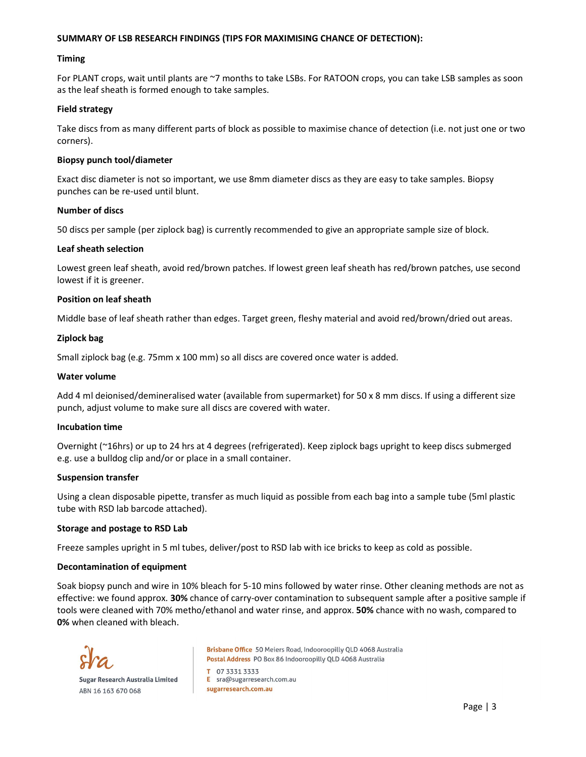**SUMMARY OF LSB RESEARCH FINDINGS (TIPS FOR MAXIMISING CHANCE OF DETECTION):**

**Timing**

For PLANT crops, wait until plants are ~7 months to take LSBs. For RATOON crops, you can take LSB samples as soon as the leaf sheath is formed enough to take samples.

**Field strategy**

Take discs from as many different parts of block as possible to maximise chance of detection (i.e. not just one or two corners).

**Biopsy punch tool/diameter**

Exact disc diameter is not so important, we use 8mm diameter discs as they are easy to take samples. Biopsy punches can be re-used until blunt.

**Number of discs**

50 discs per sample (per ziplock bag) is currently recommended to give an appropriate sample size of block.

**Leaf sheath selection**

Lowest green leaf sheath, avoid red/brown patches. If lowest green leaf sheath has red/brown patches, use second lowest if it is greener.

**Position on leaf sheath**

Middle base of leaf sheath rather than edges. Target green, fleshy material and avoid red/brown/dried out areas.

**Ziplock bag**

Small ziplock bag (e.g. 75mm x 100 mm) so all discs are covered once water is added.

**Water volume**

Add 4 ml deionised/demineralised water (available from supermarket) for 50 x 8 mm discs. If using a different size punch, adjust volume to make sure all discs are covered with water.

**Incubation time**

Overnight (~16hrs) or up to 24 hrs at 4 degrees (refrigerated). Keep ziplock bags upright to keep discs submerged e.g. use a bulldog clip and/or or place in a small container.

**Suspension transfer**

Using a clean disposable pipette, transfer as much liquid as possible from each bag into a sample tube (5ml plastic tube with RSD lab barcode attached).

**Storage and postage to RSD Lab**

Freeze samples upright in 5 ml tubes, deliver/post to RSD lab with ice bricks to keep as cold as possible.

**Decontamination of equipment**

Soak biopsy punch and wire in 10% bleach for 5-10 mins followed by water rinse. Other cleaning methods are not as effective: we found approx. **30%** chance of carry-over contamination to subsequent sample after a positive sample if tools were cleaned with 70% metho/ethanol and water rinse, and approx. **50%** chance with no wash, compared to **0%** when cleaned with bleach.

sra
Sugar Research Australia Limited
ABN 16 163 670 068

**Brisbane Office** 50 Meiers Road, Indooroopilly QLD 4068 Australia
**Postal Address** PO Box 86 Indooroopilly QLD 4068 Australia
T 07 3331 3333
E sra@sugarresearch.com.au
sugarresearch.com.au